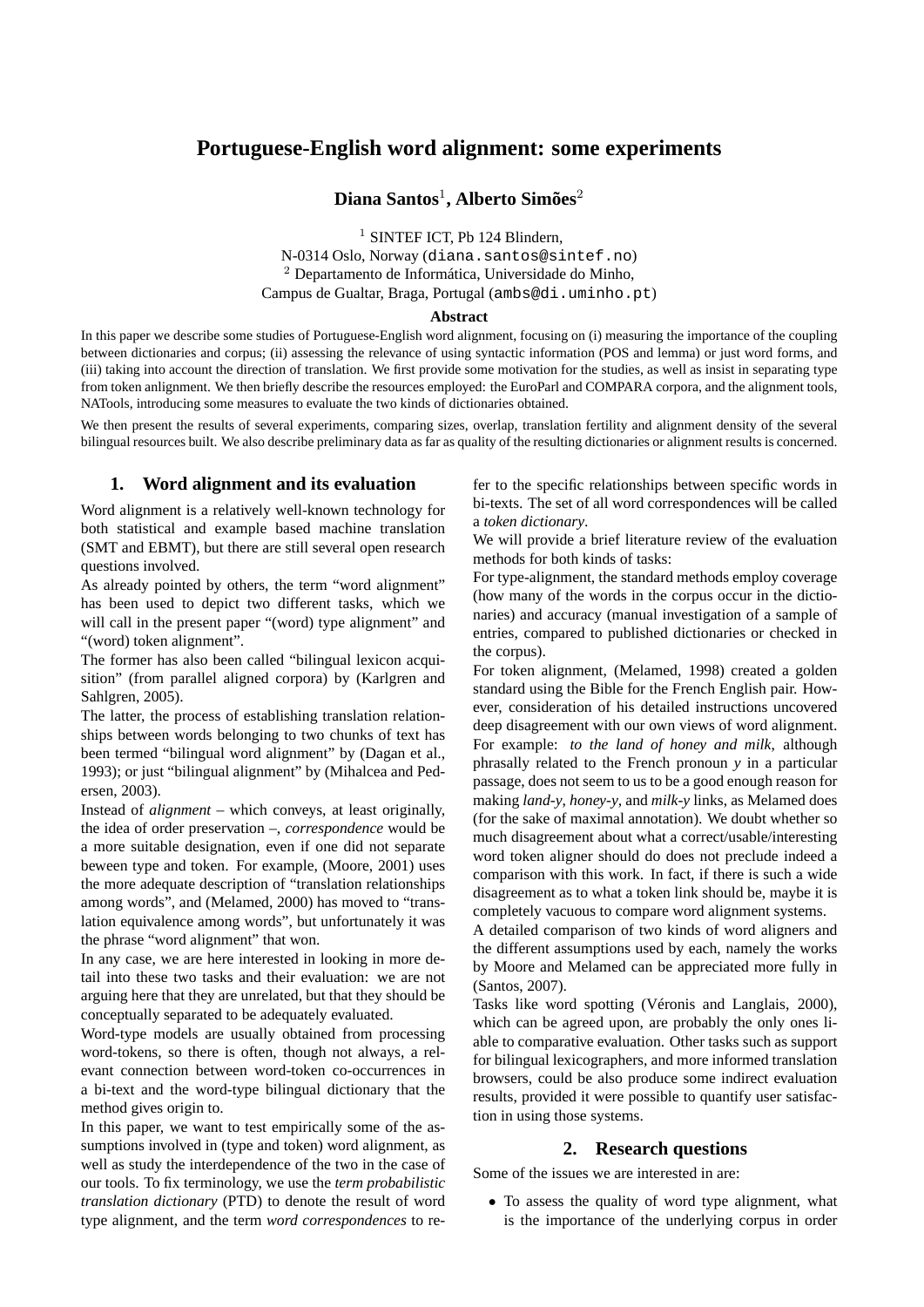# Portuguese-English word alignment: some experiments

**Diana Santos**[1]**, Alberto Simões**[2]

[1] SINTEF ICT, Pb 124 Blindern,
N-0314 Oslo, Norway (diana.santos@sintef.no)
[2] Departamento de Informática, Universidade do Minho,
Campus de Gualtar, Braga, Portugal (ambs@di.uminho.pt)

**Abstract**

In this paper we describe some studies of Portuguese-English word alignment, focusing on (i) measuring the importance of the coupling between dictionaries and corpus; (ii) assessing the relevance of using syntactic information (POS and lemma) or just word forms, and (iii) taking into account the direction of translation. We first provide some motivation for the studies, as well as insist in separating type from token anlignment. We then briefly describe the resources employed: the EuroParl and COMPARA corpora, and the alignment tools, NATools, introducing some measures to evaluate the two kinds of dictionaries obtained.

We then present the results of several experiments, comparing sizes, overlap, translation fertility and alignment density of the several bilingual resources built. We also describe preliminary data as far as quality of the resulting dictionaries or alignment results is concerned.

## 1. Word alignment and its evaluation

Word alignment is a relatively well-known technology for both statistical and example based machine translation (SMT and EBMT), but there are still several open research questions involved.

As already pointed by others, the term "word alignment" has been used to depict two different tasks, which we will call in the present paper "(word) type alignment" and "(word) token alignment".

The former has also been called "bilingual lexicon acquisition" (from parallel aligned corpora) by (Karlgren and Sahlgren, 2005).

The latter, the process of establishing translation relationships between words belonging to two chunks of text has been termed "bilingual word alignment" by (Dagan et al., 1993); or just "bilingual alignment" by (Mihalcea and Pedersen, 2003).

Instead of *alignment* – which conveys, at least originally, the idea of order preservation –, *correspondence* would be a more suitable designation, even if one did not separate beween type and token. For example, (Moore, 2001) uses the more adequate description of "translation relationships among words", and (Melamed, 2000) has moved to "translation equivalence among words", but unfortunately it was the phrase "word alignment" that won.

In any case, we are here interested in looking in more detail into these two tasks and their evaluation: we are not arguing here that they are unrelated, but that they should be conceptually separated to be adequately evaluated.

Word-type models are usually obtained from processing word-tokens, so there is often, though not always, a relevant connection between word-token co-occurrences in a bi-text and the word-type bilingual dictionary that the method gives origin to.

In this paper, we want to test empirically some of the assumptions involved in (type and token) word alignment, as well as study the interdependence of the two in the case of our tools. To fix terminology, we use the *term probabilistic translation dictionary* (PTD) to denote the result of word type alignment, and the term *word correspondences* to refer to the specific relationships between specific words in bi-texts. The set of all word correspondences will be called a *token dictionary*.

We will provide a brief literature review of the evaluation methods for both kinds of tasks:

For type-alignment, the standard methods employ coverage (how many of the words in the corpus occur in the dictionaries) and accuracy (manual investigation of a sample of entries, compared to published dictionaries or checked in the corpus).

For token alignment, (Melamed, 1998) created a golden standard using the Bible for the French English pair. However, consideration of his detailed instructions uncovered deep disagreement with our own views of word alignment. For example: *to the land of honey and milk*, although phrasally related to the French pronoun *y* in a particular passage, does not seem to us to be a good enough reason for making *land-y*, *honey-y*, and *milk-y* links, as Melamed does (for the sake of maximal annotation). We doubt whether so much disagreement about what a correct/usable/interesting word token aligner should do does not preclude indeed a comparison with this work. In fact, if there is such a wide disagreement as to what a token link should be, maybe it is completely vacuous to compare word alignment systems.

A detailed comparison of two kinds of word aligners and the different assumptions used by each, namely the works by Moore and Melamed can be appreciated more fully in (Santos, 2007).

Tasks like word spotting (Véronis and Langlais, 2000), which can be agreed upon, are probably the only ones liable to comparative evaluation. Other tasks such as support for bilingual lexicographers, and more informed translation browsers, could be also produce some indirect evaluation results, provided it were possible to quantify user satisfaction in using those systems.

## 2. Research questions

Some of the issues we are interested in are:

- To assess the quality of word type alignment, what is the importance of the underlying corpus in order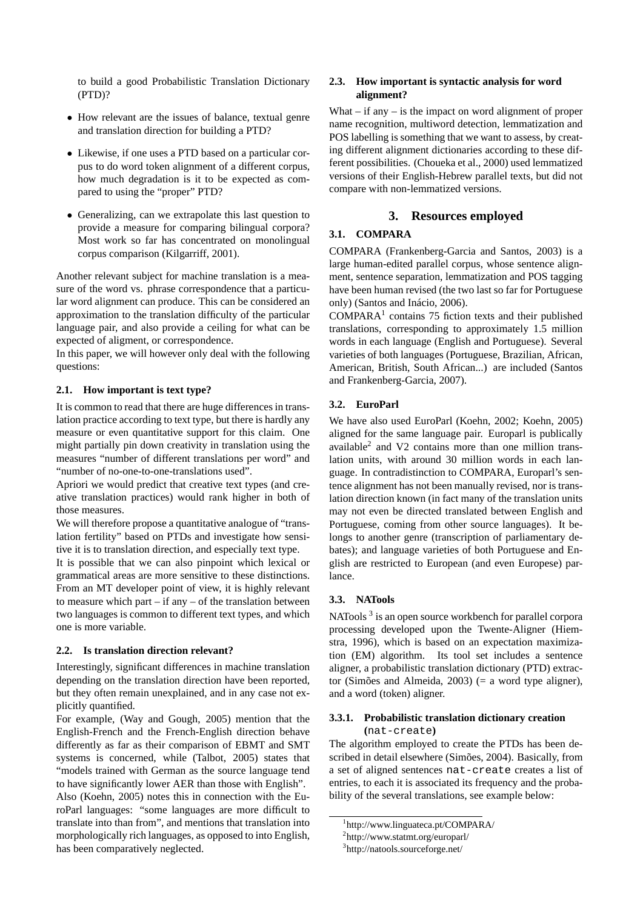to build a good Probabilistic Translation Dictionary (PTD)?

- How relevant are the issues of balance, textual genre and translation direction for building a PTD?
- Likewise, if one uses a PTD based on a particular corpus to do word token alignment of a different corpus, how much degradation is it to be expected as compared to using the "proper" PTD?
- Generalizing, can we extrapolate this last question to provide a measure for comparing bilingual corpora? Most work so far has concentrated on monolingual corpus comparison (Kilgarriff, 2001).

Another relevant subject for machine translation is a measure of the word vs. phrase correspondence that a particular word alignment can produce. This can be considered an approximation to the translation difficulty of the particular language pair, and also provide a ceiling for what can be expected of aligment, or correspondence.

In this paper, we will however only deal with the following questions:

### 2.1. How important is text type?

It is common to read that there are huge differences in translation practice according to text type, but there is hardly any measure or even quantitative support for this claim. One might partially pin down creativity in translation using the measures "number of different translations per word" and "number of no-one-to-one-translations used".

Apriori we would predict that creative text types (and creative translation practices) would rank higher in both of those measures.

We will therefore propose a quantitative analogue of "translation fertility" based on PTDs and investigate how sensitive it is to translation direction, and especially text type.

It is possible that we can also pinpoint which lexical or grammatical areas are more sensitive to these distinctions. From an MT developer point of view, it is highly relevant to measure which part – if any – of the translation between two languages is common to different text types, and which one is more variable.

### 2.2. Is translation direction relevant?

Interestingly, significant differences in machine translation depending on the translation direction have been reported, but they often remain unexplained, and in any case not explicitly quantified.

For example, (Way and Gough, 2005) mention that the English-French and the French-English direction behave differently as far as their comparison of EBMT and SMT systems is concerned, while (Talbot, 2005) states that "models trained with German as the source language tend to have significantly lower AER than those with English".

Also (Koehn, 2005) notes this in connection with the EuroParl languages: "some languages are more difficult to translate into than from", and mentions that translation into morphologically rich languages, as opposed to into English, has been comparatively neglected.

### 2.3. How important is syntactic analysis for word alignment?

What – if any – is the impact on word alignment of proper name recognition, multiword detection, lemmatization and POS labelling is something that we want to assess, by creating different alignment dictionaries according to these different possibilities. (Choueka et al., 2000) used lemmatized versions of their English-Hebrew parallel texts, but did not compare with non-lemmatized versions.

## 3. Resources employed

### 3.1. COMPARA

COMPARA (Frankenberg-Garcia and Santos, 2003) is a large human-edited parallel corpus, whose sentence alignment, sentence separation, lemmatization and POS tagging have been human revised (the two last so far for Portuguese only) (Santos and Inácio, 2006).

COMPARA[1] contains 75 fiction texts and their published translations, corresponding to approximately 1.5 million words in each language (English and Portuguese). Several varieties of both languages (Portuguese, Brazilian, African, American, British, South African...) are included (Santos and Frankenberg-Garcia, 2007).

### 3.2. EuroParl

We have also used EuroParl (Koehn, 2002; Koehn, 2005) aligned for the same language pair. Europarl is publically available[2] and V2 contains more than one million translation units, with around 30 million words in each language. In contradistinction to COMPARA, Europarl's sentence alignment has not been manually revised, nor is translation direction known (in fact many of the translation units may not even be directed translated between English and Portuguese, coming from other source languages). It belongs to another genre (transcription of parliamentary debates); and language varieties of both Portuguese and English are restricted to European (and even Europese) parlance.

### 3.3. NATools

NATools [3] is an open source workbench for parallel corpora processing developed upon the Twente-Aligner (Hiemstra, 1996), which is based on an expectation maximization (EM) algorithm. Its tool set includes a sentence aligner, a probabilistic translation dictionary (PTD) extractor (Simões and Almeida, 2003) (= a word type aligner), and a word (token) aligner.

#### 3.3.1. Probabilistic translation dictionary creation (nat-create)

The algorithm employed to create the PTDs has been described in detail elsewhere (Simões, 2004). Basically, from a set of aligned sentences nat-create creates a list of entries, to each it is associated its frequency and the probability of the several translations, see example below:

[1] http://www.linguateca.pt/COMPARA/

[2] http://www.statmt.org/europarl/

[3] http://natools.sourceforge.net/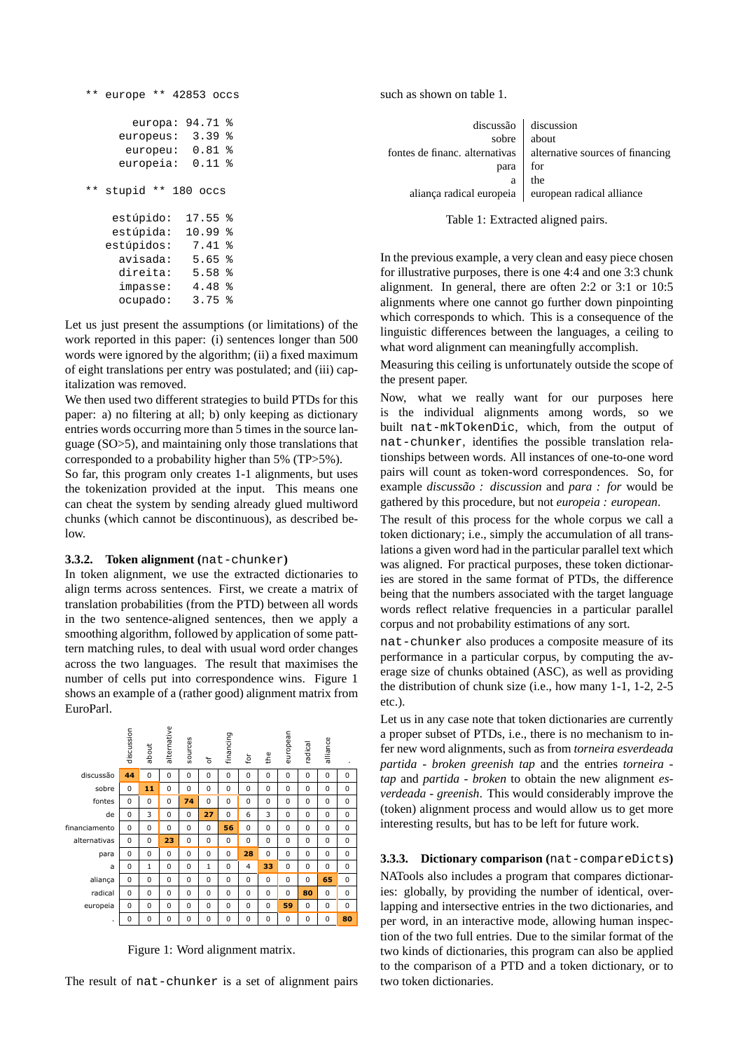```
** europe ** 42853 occs

       europa: 94.71 %
     europeus:  3.39 %
      europeu:  0.81 %
     europeia:  0.11 %

** stupid ** 180 occs

    estúpido:  17.55 %
    estúpida:  10.99 %
   estúpidos:   7.41 %
     avisada:   5.65 %
     direita:   5.58 %
     impasse:   4.48 %
     ocupado:   3.75 %
```

Let us just present the assumptions (or limitations) of the work reported in this paper: (i) sentences longer than 500 words were ignored by the algorithm; (ii) a fixed maximum of eight translations per entry was postulated; and (iii) capitalization was removed.

We then used two different strategies to build PTDs for this paper: a) no filtering at all; b) only keeping as dictionary entries words occurring more than 5 times in the source language (SO>5), and maintaining only those translations that corresponded to a probability higher than 5% (TP>5%).

So far, this program only creates 1-1 alignments, but uses the tokenization provided at the input. This means one can cheat the system by sending already glued multiword chunks (which cannot be discontinuous), as described below.

#### 3.3.2. Token alignment (`nat-chunker`)

In token alignment, we use the extracted dictionaries to align terms across sentences. First, we create a matrix of translation probabilities (from the PTD) between all words in the two sentence-aligned sentences, then we apply a smoothing algorithm, followed by application of some pattern matching rules, to deal with usual word order changes across the two languages. The result that maximises the number of cells put into correspondence wins. Figure 1 shows an example of a (rather good) alignment matrix from EuroParl.

| | discussion | about | alternative | sources | of | financing | for | the | european | radical | alliance | . |
|---|---|---|---|---|---|---|---|---|---|---|---|---|
| discussão | **44** | 0 | 0 | 0 | 0 | 0 | 0 | 0 | 0 | 0 | 0 | 0 |
| sobre | 0 | **11** | 0 | 0 | 0 | 0 | 0 | 0 | 0 | 0 | 0 | 0 |
| fontes | 0 | 0 | 0 | **74** | 0 | 0 | 0 | 0 | 0 | 0 | 0 | 0 |
| de | 0 | 3 | 0 | 0 | **27** | 0 | 6 | 3 | 0 | 0 | 0 | 0 |
| financiamento | 0 | 0 | 0 | 0 | 0 | **56** | 0 | 0 | 0 | 0 | 0 | 0 |
| alternativas | 0 | 0 | **23** | 0 | 0 | 0 | 0 | 0 | 0 | 0 | 0 | 0 |
| para | 0 | 0 | 0 | 0 | 0 | 0 | **28** | 0 | 0 | 0 | 0 | 0 |
| a | 0 | 1 | 0 | 0 | 1 | 0 | 4 | **33** | 0 | 0 | 0 | 0 |
| aliança | 0 | 0 | 0 | 0 | 0 | 0 | 0 | 0 | 0 | 0 | **65** | 0 |
| radical | 0 | 0 | 0 | 0 | 0 | 0 | 0 | 0 | 0 | **80** | 0 | 0 |
| europeia | 0 | 0 | 0 | 0 | 0 | 0 | 0 | 0 | **59** | 0 | 0 | 0 |
| . | 0 | 0 | 0 | 0 | 0 | 0 | 0 | 0 | 0 | 0 | 0 | **80** |

Figure 1: Word alignment matrix.

The result of `nat-chunker` is a set of alignment pairs such as shown on table 1.

| | |
|---|---|
| discussão | discussion |
| sobre | about |
| fontes de financ. alternativas | alternative sources of financing |
| para | for |
| a | the |
| aliança radical europeia | european radical alliance |

Table 1: Extracted aligned pairs.

In the previous example, a very clean and easy piece chosen for illustrative purposes, there is one 4:4 and one 3:3 chunk alignment. In general, there are often 2:2 or 3:1 or 10:5 alignments where one cannot go further down pinpointing which corresponds to which. This is a consequence of the linguistic differences between the languages, a ceiling to what word alignment can meaningfully accomplish.

Measuring this ceiling is unfortunately outside the scope of the present paper.

Now, what we really want for our purposes here is the individual alignments among words, so we built `nat-mkTokenDic`, which, from the output of `nat-chunker`, identifies the possible translation relationships between words. All instances of one-to-one word pairs will count as token-word correspondences. So, for example *discussão : discussion* and *para : for* would be gathered by this procedure, but not *europeia : european*.

The result of this process for the whole corpus we call a token dictionary; i.e., simply the accumulation of all translations a given word had in the particular parallel text which was aligned. For practical purposes, these token dictionaries are stored in the same format of PTDs, the difference being that the numbers associated with the target language words reflect relative frequencies in a particular parallel corpus and not probability estimations of any sort.

`nat-chunker` also produces a composite measure of its performance in a particular corpus, by computing the average size of chunks obtained (ASC), as well as providing the distribution of chunk size (i.e., how many 1-1, 1-2, 2-5 etc.).

Let us in any case note that token dictionaries are currently a proper subset of PTDs, i.e., there is no mechanism to infer new word alignments, such as from *torneira esverdeada partida - broken greenish tap* and the entries *torneira - tap* and *partida - broken* to obtain the new alignment *esverdeada - greenish*. This would considerably improve the (token) alignment process and would allow us to get more interesting results, but has to be left for future work.

#### 3.3.3. Dictionary comparison (`nat-compareDicts`)

NATools also includes a program that compares dictionaries: globally, by providing the number of identical, overlapping and intersective entries in the two dictionaries, and per word, in an interactive mode, allowing human inspection of the two full entries. Due to the similar format of the two kinds of dictionaries, this program can also be applied to the comparison of a PTD and a token dictionary, or to two token dictionaries.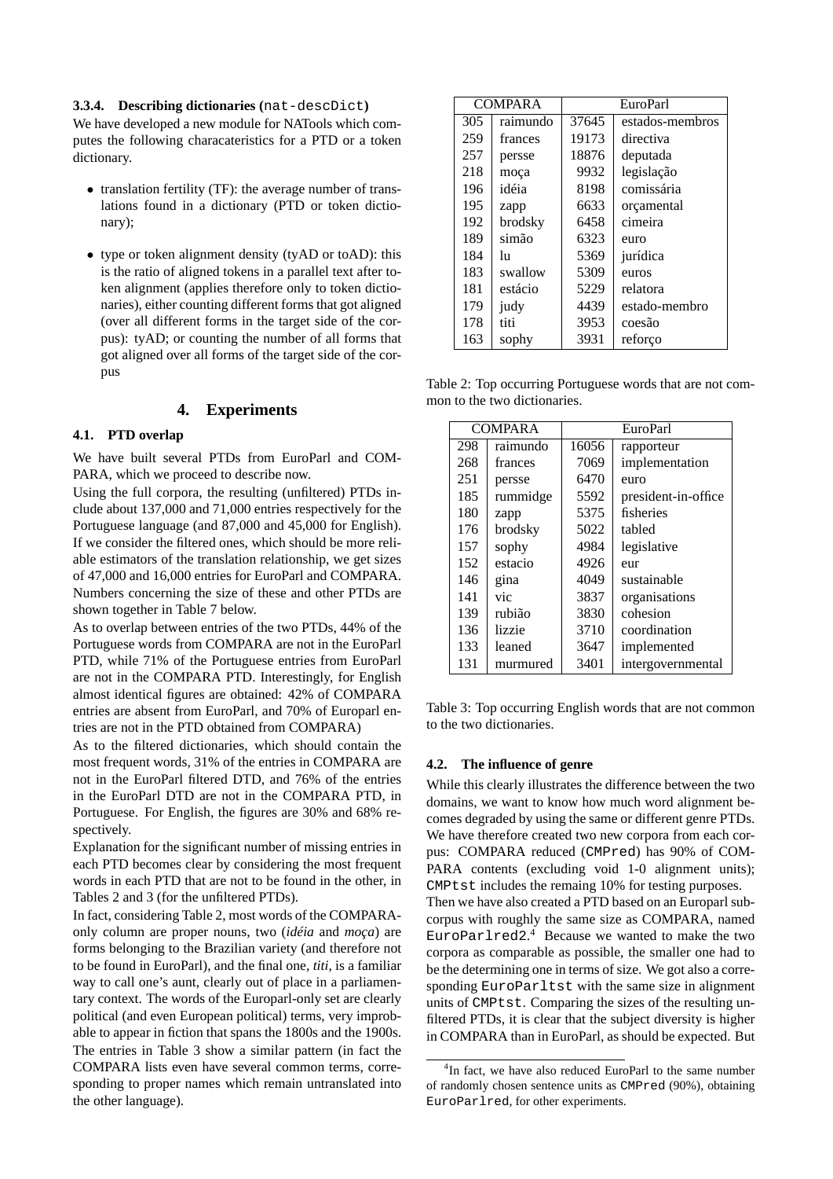#### 3.3.4. Describing dictionaries (`nat-descDict`)

We have developed a new module for NATools which computes the following characateristics for a PTD or a token dictionary.

- translation fertility (TF): the average number of translations found in a dictionary (PTD or token dictionary);
- type or token alignment density (tyAD or toAD): this is the ratio of aligned tokens in a parallel text after token alignment (applies therefore only to token dictionaries), either counting different forms that got aligned (over all different forms in the target side of the corpus): tyAD; or counting the number of all forms that got aligned over all forms of the target side of the corpus

## 4. Experiments

### 4.1. PTD overlap

We have built several PTDs from EuroParl and COMPARA, which we proceed to describe now.

Using the full corpora, the resulting (unfiltered) PTDs include about 137,000 and 71,000 entries respectively for the Portuguese language (and 87,000 and 45,000 for English). If we consider the filtered ones, which should be more reliable estimators of the translation relationship, we get sizes of 47,000 and 16,000 entries for EuroParl and COMPARA. Numbers concerning the size of these and other PTDs are shown together in Table 7 below.

As to overlap between entries of the two PTDs, 44% of the Portuguese words from COMPARA are not in the EuroParl PTD, while 71% of the Portuguese entries from EuroParl are not in the COMPARA PTD. Interestingly, for English almost identical figures are obtained: 42% of COMPARA entries are absent from EuroParl, and 70% of Europarl entries are not in the PTD obtained from COMPARA)

As to the filtered dictionaries, which should contain the most frequent words, 31% of the entries in COMPARA are not in the EuroParl filtered DTD, and 76% of the entries in the EuroParl DTD are not in the COMPARA PTD, in Portuguese. For English, the figures are 30% and 68% respectively.

Explanation for the significant number of missing entries in each PTD becomes clear by considering the most frequent words in each PTD that are not to be found in the other, in Tables 2 and 3 (for the unfiltered PTDs).

In fact, considering Table 2, most words of the COMPARA-only column are proper nouns, two (*idéia* and *moça*) are forms belonging to the Brazilian variety (and therefore not to be found in EuroParl), and the final one, *titi*, is a familiar way to call one's aunt, clearly out of place in a parliamentary context. The words of the Europarl-only set are clearly political (and even European political) terms, very improbable to appear in fiction that spans the 1800s and the 1900s. The entries in Table 3 show a similar pattern (in fact the COMPARA lists even have several common terms, corresponding to proper names which remain untranslated into the other language).

| COMPARA | | EuroParl | |
|---|---|---|---|
| 305 | raimundo | 37645 | estados-membros |
| 259 | frances | 19173 | directiva |
| 257 | persse | 18876 | deputada |
| 218 | moça | 9932 | legislação |
| 196 | idéia | 8198 | comissária |
| 195 | zapp | 6633 | orçamental |
| 192 | brodsky | 6458 | cimeira |
| 189 | simão | 6323 | euro |
| 184 | lu | 5369 | jurídica |
| 183 | swallow | 5309 | euros |
| 181 | estácio | 5229 | relatora |
| 179 | judy | 4439 | estado-membro |
| 178 | titi | 3953 | coesão |
| 163 | sophy | 3931 | reforço |

Table 2: Top occurring Portuguese words that are not common to the two dictionaries.

| COMPARA | | EuroParl | |
|---|---|---|---|
| 298 | raimundo | 16056 | rapporteur |
| 268 | frances | 7069 | implementation |
| 251 | persse | 6470 | euro |
| 185 | rummidge | 5592 | president-in-office |
| 180 | zapp | 5375 | fisheries |
| 176 | brodsky | 5022 | tabled |
| 157 | sophy | 4984 | legislative |
| 152 | estacio | 4926 | eur |
| 146 | gina | 4049 | sustainable |
| 141 | vic | 3837 | organisations |
| 139 | rubião | 3830 | cohesion |
| 136 | lizzie | 3710 | coordination |
| 133 | leaned | 3647 | implemented |
| 131 | murmured | 3401 | intergovernmental |

Table 3: Top occurring English words that are not common to the two dictionaries.

### 4.2. The influence of genre

While this clearly illustrates the difference between the two domains, we want to know how much word alignment becomes degraded by using the same or different genre PTDs. We have therefore created two new corpora from each corpus: COMPARA reduced (`CMPred`) has 90% of COMPARA contents (excluding void 1-0 alignment units); `CMPtst` includes the remaing 10% for testing purposes.

Then we have also created a PTD based on an Europarl subcorpus with roughly the same size as COMPARA, named `EuroParlred2`.[4] Because we wanted to make the two corpora as comparable as possible, the smaller one had to be the determining one in terms of size. We got also a corresponding `EuroParltst` with the same size in alignment units of `CMPtst`. Comparing the sizes of the resulting unfiltered PTDs, it is clear that the subject diversity is higher in COMPARA than in EuroParl, as should be expected. But

[4] In fact, we have also reduced EuroParl to the same number of randomly chosen sentence units as `CMPred` (90%), obtaining `EuroParlred`, for other experiments.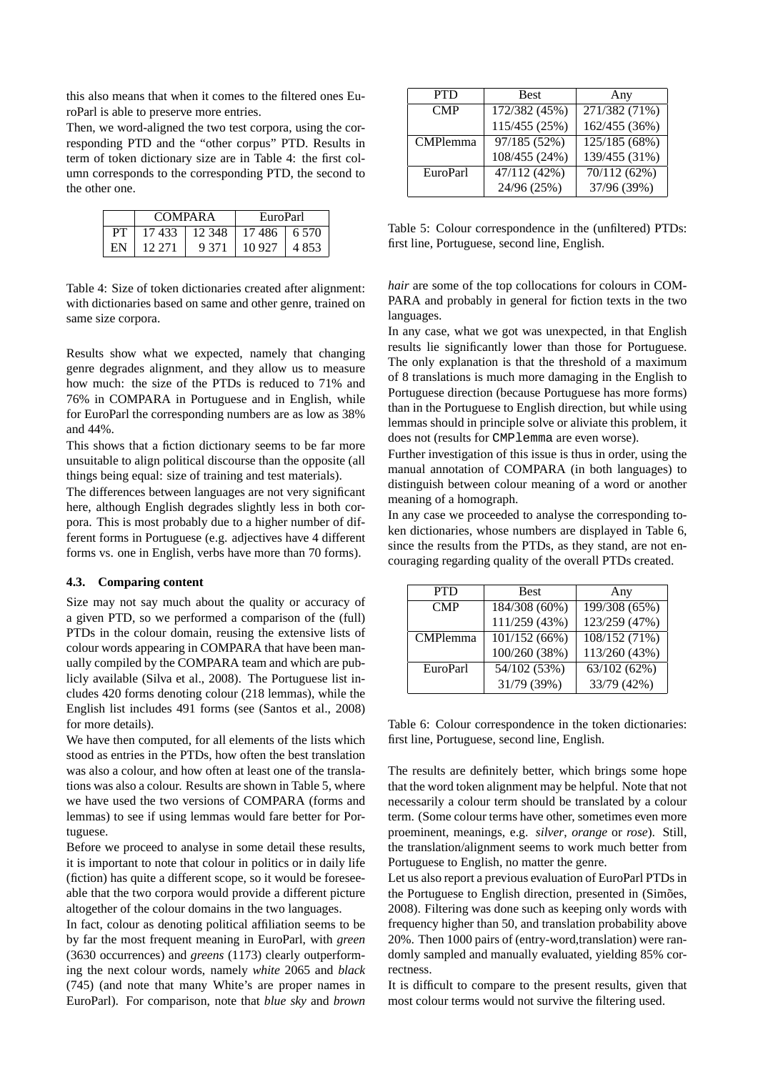this also means that when it comes to the filtered ones EuroParl is able to preserve more entries.

Then, we word-aligned the two test corpora, using the corresponding PTD and the "other corpus" PTD. Results in term of token dictionary size are in Table 4: the first column corresponds to the corresponding PTD, the second to the other one.

| | COMPARA | | EuroParl | |
|---|---|---|---|---|
| PT | 17 433 | 12 348 | 17 486 | 6 570 |
| EN | 12 271 | 9 371 | 10 927 | 4 853 |

Table 4: Size of token dictionaries created after alignment: with dictionaries based on same and other genre, trained on same size corpora.

Results show what we expected, namely that changing genre degrades alignment, and they allow us to measure how much: the size of the PTDs is reduced to 71% and 76% in COMPARA in Portuguese and in English, while for EuroParl the corresponding numbers are as low as 38% and 44%.

This shows that a fiction dictionary seems to be far more unsuitable to align political discourse than the opposite (all things being equal: size of training and test materials).

The differences between languages are not very significant here, although English degrades slightly less in both corpora. This is most probably due to a higher number of different forms in Portuguese (e.g. adjectives have 4 different forms vs. one in English, verbs have more than 70 forms).

### 4.3. Comparing content

Size may not say much about the quality or accuracy of a given PTD, so we performed a comparison of the (full) PTDs in the colour domain, reusing the extensive lists of colour words appearing in COMPARA that have been manually compiled by the COMPARA team and which are publicly available (Silva et al., 2008). The Portuguese list includes 420 forms denoting colour (218 lemmas), while the English list includes 491 forms (see (Santos et al., 2008) for more details).

We have then computed, for all elements of the lists which stood as entries in the PTDs, how often the best translation was also a colour, and how often at least one of the translations was also a colour. Results are shown in Table 5, where we have used the two versions of COMPARA (forms and lemmas) to see if using lemmas would fare better for Portuguese.

Before we proceed to analyse in some detail these results, it is important to note that colour in politics or in daily life (fiction) has quite a different scope, so it would be foreseeable that the two corpora would provide a different picture altogether of the colour domains in the two languages.

In fact, colour as denoting political affiliation seems to be by far the most frequent meaning in EuroParl, with *green* (3630 occurrences) and *greens* (1173) clearly outperforming the next colour words, namely *white* 2065 and *black* (745) (and note that many White's are proper names in EuroParl). For comparison, note that *blue sky* and *brown hair* are some of the top collocations for colours in COMPARA and probably in general for fiction texts in the two languages.

| PTD | Best | Any |
|---|---|---|
| CMP | 172/382 (45%) | 271/382 (71%) |
| | 115/455 (25%) | 162/455 (36%) |
| CMPlemma | 97/185 (52%) | 125/185 (68%) |
| | 108/455 (24%) | 139/455 (31%) |
| EuroParl | 47/112 (42%) | 70/112 (62%) |
| | 24/96 (25%) | 37/96 (39%) |

Table 5: Colour correspondence in the (unfiltered) PTDs: first line, Portuguese, second line, English.

In any case, what we got was unexpected, in that English results lie significantly lower than those for Portuguese. The only explanation is that the threshold of a maximum of 8 translations is much more damaging in the English to Portuguese direction (because Portuguese has more forms) than in the Portuguese to English direction, but while using lemmas should in principle solve or aliviate this problem, it does not (results for `CMPlemma` are even worse).

Further investigation of this issue is thus in order, using the manual annotation of COMPARA (in both languages) to distinguish between colour meaning of a word or another meaning of a homograph.

In any case we proceeded to analyse the corresponding token dictionaries, whose numbers are displayed in Table 6, since the results from the PTDs, as they stand, are not encouraging regarding quality of the overall PTDs created.

| PTD | Best | Any |
|---|---|---|
| CMP | 184/308 (60%) | 199/308 (65%) |
| | 111/259 (43%) | 123/259 (47%) |
| CMPlemma | 101/152 (66%) | 108/152 (71%) |
| | 100/260 (38%) | 113/260 (43%) |
| EuroParl | 54/102 (53%) | 63/102 (62%) |
| | 31/79 (39%) | 33/79 (42%) |

Table 6: Colour correspondence in the token dictionaries: first line, Portuguese, second line, English.

The results are definitely better, which brings some hope that the word token alignment may be helpful. Note that not necessarily a colour term should be translated by a colour term. (Some colour terms have other, sometimes even more proeminent, meanings, e.g. *silver*, *orange* or *rose*). Still, the translation/alignment seems to work much better from Portuguese to English, no matter the genre.

Let us also report a previous evaluation of EuroParl PTDs in the Portuguese to English direction, presented in (Simões, 2008). Filtering was done such as keeping only words with frequency higher than 50, and translation probability above 20%. Then 1000 pairs of (entry-word,translation) were randomly sampled and manually evaluated, yielding 85% correctness.

It is difficult to compare to the present results, given that most colour terms would not survive the filtering used.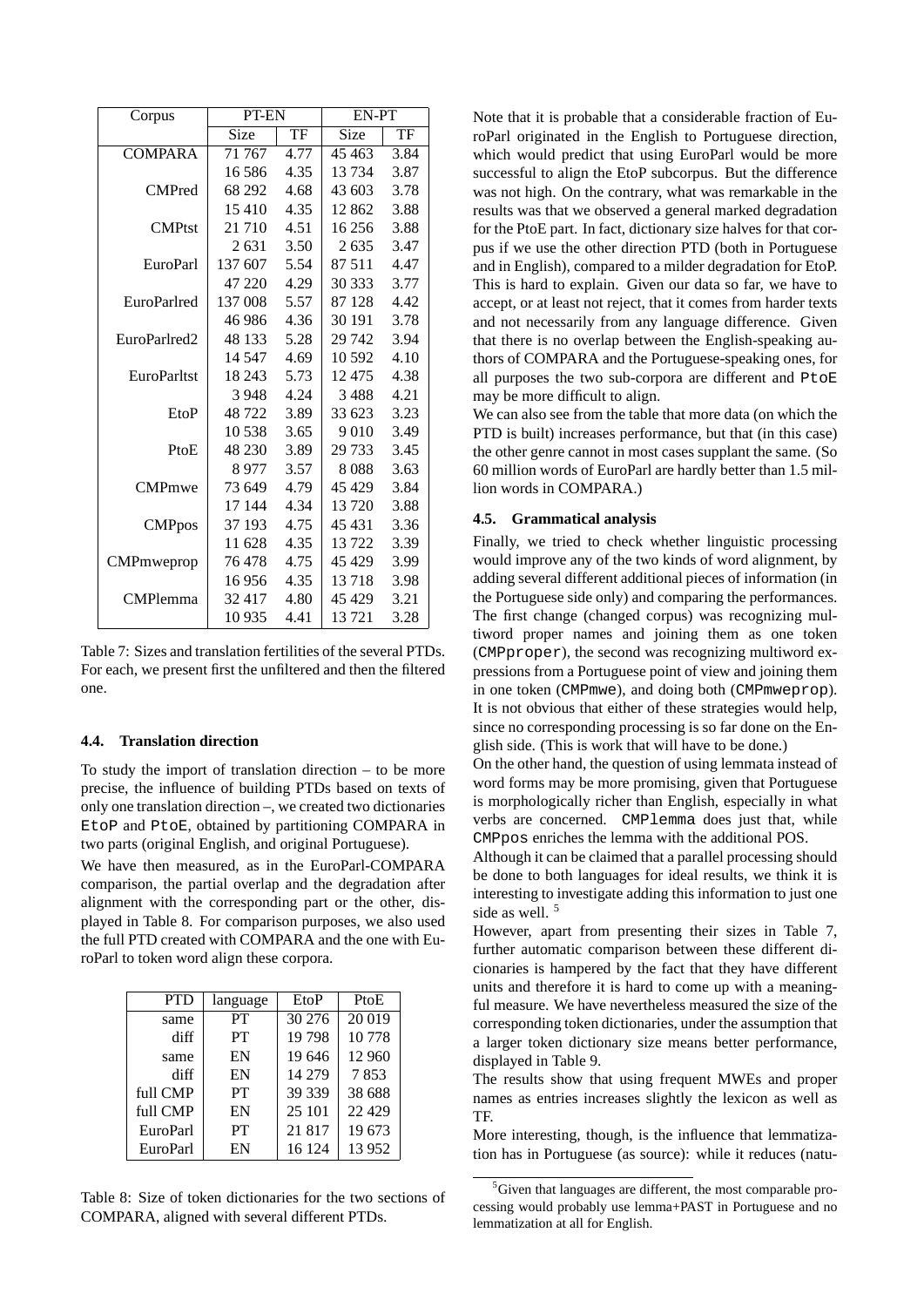| Corpus | PT-EN | | EN-PT | |
|---|---|---|---|---|
| | Size | TF | Size | TF |
| COMPARA | 71 767 | 4.77 | 45 463 | 3.84 |
| | 16 586 | 4.35 | 13 734 | 3.87 |
| CMPred | 68 292 | 4.68 | 43 603 | 3.78 |
| | 15 410 | 4.35 | 12 862 | 3.88 |
| CMPtst | 21 710 | 4.51 | 16 256 | 3.88 |
| | 2 631 | 3.50 | 2 635 | 3.47 |
| EuroParl | 137 607 | 5.54 | 87 511 | 4.47 |
| | 47 220 | 4.29 | 30 333 | 3.77 |
| EuroParlred | 137 008 | 5.57 | 87 128 | 4.42 |
| | 46 986 | 4.36 | 30 191 | 3.78 |
| EuroParlred2 | 48 133 | 5.28 | 29 742 | 3.94 |
| | 14 547 | 4.69 | 10 592 | 4.10 |
| EuroParltst | 18 243 | 5.73 | 12 475 | 4.38 |
| | 3 948 | 4.24 | 3 488 | 4.21 |
| EtoP | 48 722 | 3.89 | 33 623 | 3.23 |
| | 10 538 | 3.65 | 9 010 | 3.49 |
| PtoE | 48 230 | 3.89 | 29 733 | 3.45 |
| | 8 977 | 3.57 | 8 088 | 3.63 |
| CMPmwe | 73 649 | 4.79 | 45 429 | 3.84 |
| | 17 144 | 4.34 | 13 720 | 3.88 |
| CMPpos | 37 193 | 4.75 | 45 431 | 3.36 |
| | 11 628 | 4.35 | 13 722 | 3.39 |
| CMPmweprop | 76 478 | 4.75 | 45 429 | 3.99 |
| | 16 956 | 4.35 | 13 718 | 3.98 |
| CMPlemma | 32 417 | 4.80 | 45 429 | 3.21 |
| | 10 935 | 4.41 | 13 721 | 3.28 |

Table 7: Sizes and translation fertilities of the several PTDs. For each, we present first the unfiltered and then the filtered one.

### 4.4. Translation direction

To study the import of translation direction – to be more precise, the influence of building PTDs based on texts of only one translation direction –, we created two dictionaries EtoP and PtoE, obtained by partitioning COMPARA in two parts (original English, and original Portuguese).

We have then measured, as in the EuroParl-COMPARA comparison, the partial overlap and the degradation after alignment with the corresponding part or the other, displayed in Table 8. For comparison purposes, we also used the full PTD created with COMPARA and the one with EuroParl to token word align these corpora.

| PTD | language | EtoP | PtoE |
|---|---|---|---|
| same | PT | 30 276 | 20 019 |
| diff | PT | 19 798 | 10 778 |
| same | EN | 19 646 | 12 960 |
| diff | EN | 14 279 | 7 853 |
| full CMP | PT | 39 339 | 38 688 |
| full CMP | EN | 25 101 | 22 429 |
| EuroParl | PT | 21 817 | 19 673 |
| EuroParl | EN | 16 124 | 13 952 |

Table 8: Size of token dictionaries for the two sections of COMPARA, aligned with several different PTDs.

Note that it is probable that a considerable fraction of EuroParl originated in the English to Portuguese direction, which would predict that using EuroParl would be more successful to align the EtoP subcorpus. But the difference was not high. On the contrary, what was remarkable in the results was that we observed a general marked degradation for the PtoE part. In fact, dictionary size halves for that corpus if we use the other direction PTD (both in Portuguese and in English), compared to a milder degradation for EtoP. This is hard to explain. Given our data so far, we have to accept, or at least not reject, that it comes from harder texts and not necessarily from any language difference. Given that there is no overlap between the English-speaking authors of COMPARA and the Portuguese-speaking ones, for all purposes the two sub-corpora are different and PtoE may be more difficult to align.

We can also see from the table that more data (on which the PTD is built) increases performance, but that (in this case) the other genre cannot in most cases supplant the same. (So 60 million words of EuroParl are hardly better than 1.5 million words in COMPARA.)

### 4.5. Grammatical analysis

Finally, we tried to check whether linguistic processing would improve any of the two kinds of word alignment, by adding several different additional pieces of information (in the Portuguese side only) and comparing the performances. The first change (changed corpus) was recognizing multiword proper names and joining them as one token (CMPproper), the second was recognizing multiword expressions from a Portuguese point of view and joining them in one token (CMPmwe), and doing both (CMPmweprop). It is not obvious that either of these strategies would help, since no corresponding processing is so far done on the English side. (This is work that will have to be done.)

On the other hand, the question of using lemmata instead of word forms may be more promising, given that Portuguese is morphologically richer than English, especially in what verbs are concerned. CMPlemma does just that, while CMPpos enriches the lemma with the additional POS.

Although it can be claimed that a parallel processing should be done to both languages for ideal results, we think it is interesting to investigate adding this information to just one side as well. [5]

However, apart from presenting their sizes in Table 7, further automatic comparison between these different dictionaries is hampered by the fact that they have different units and therefore it is hard to come up with a meaningful measure. We have nevertheless measured the size of the corresponding token dictionaries, under the assumption that a larger token dictionary size means better performance, displayed in Table 9.

The results show that using frequent MWEs and proper names as entries increases slightly the lexicon as well as TF.

More interesting, though, is the influence that lemmatization has in Portuguese (as source): while it reduces (natu-

[5] Given that languages are different, the most comparable processing would probably use lemma+PAST in Portuguese and no lemmatization at all for English.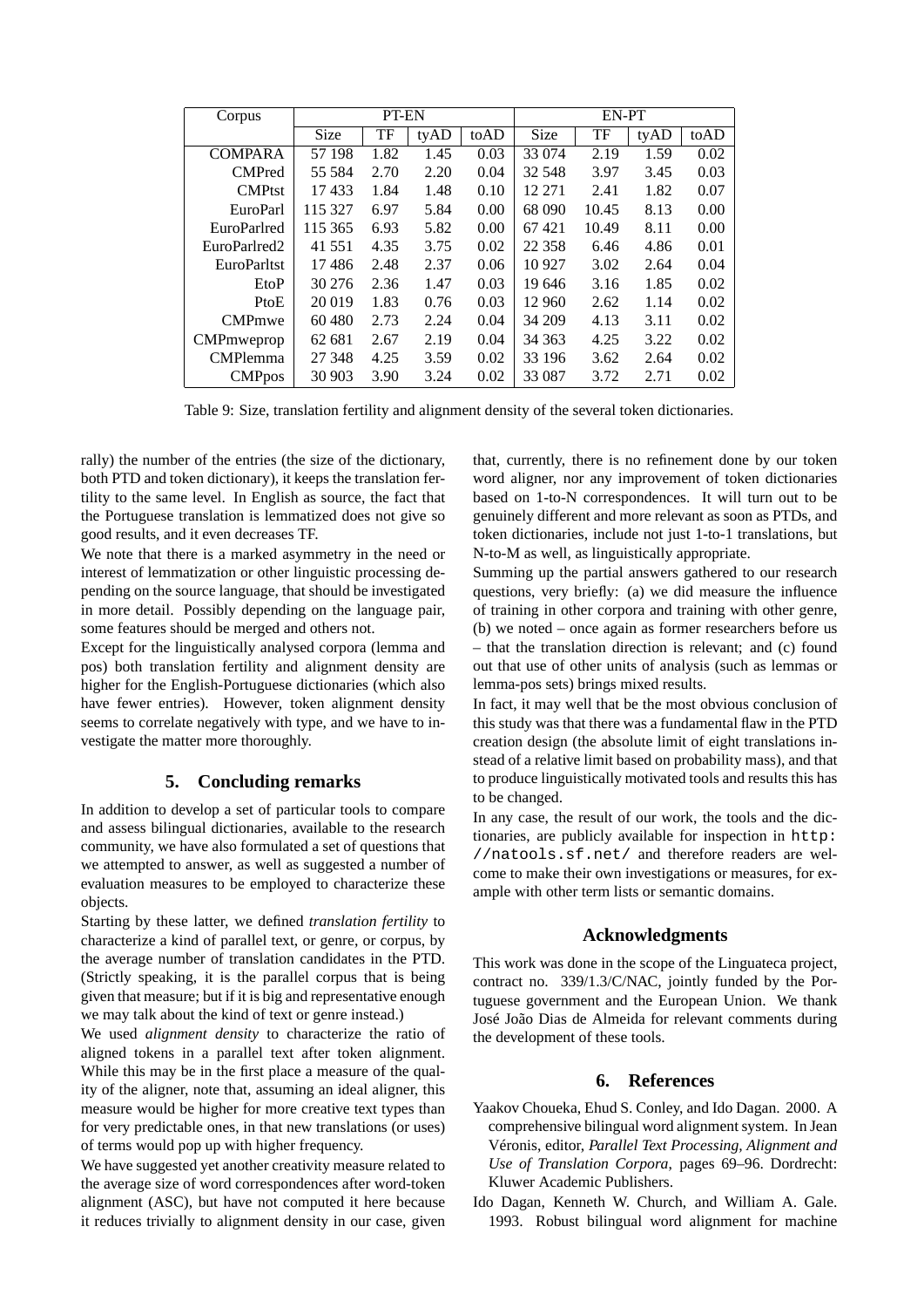| Corpus | PT-EN | | | | EN-PT | | | |
|---|---|---|---|---|---|---|---|---|
| | Size | TF | tyAD | toAD | Size | TF | tyAD | toAD |
| COMPARA | 57 198 | 1.82 | 1.45 | 0.03 | 33 074 | 2.19 | 1.59 | 0.02 |
| CMPred | 55 584 | 2.70 | 2.20 | 0.04 | 32 548 | 3.97 | 3.45 | 0.03 |
| CMPtst | 17 433 | 1.84 | 1.48 | 0.10 | 12 271 | 2.41 | 1.82 | 0.07 |
| EuroParl | 115 327 | 6.97 | 5.84 | 0.00 | 68 090 | 10.45 | 8.13 | 0.00 |
| EuroParlred | 115 365 | 6.93 | 5.82 | 0.00 | 67 421 | 10.49 | 8.11 | 0.00 |
| EuroParlred2 | 41 551 | 4.35 | 3.75 | 0.02 | 22 358 | 6.46 | 4.86 | 0.01 |
| EuroParltst | 17 486 | 2.48 | 2.37 | 0.06 | 10 927 | 3.02 | 2.64 | 0.04 |
| EtoP | 30 276 | 2.36 | 1.47 | 0.03 | 19 646 | 3.16 | 1.85 | 0.02 |
| PtoE | 20 019 | 1.83 | 0.76 | 0.03 | 12 960 | 2.62 | 1.14 | 0.02 |
| CMPmwe | 60 480 | 2.73 | 2.24 | 0.04 | 34 209 | 4.13 | 3.11 | 0.02 |
| CMPmweprop | 62 681 | 2.67 | 2.19 | 0.04 | 34 363 | 4.25 | 3.22 | 0.02 |
| CMPlemma | 27 348 | 4.25 | 3.59 | 0.02 | 33 196 | 3.62 | 2.64 | 0.02 |
| CMPpos | 30 903 | 3.90 | 3.24 | 0.02 | 33 087 | 3.72 | 2.71 | 0.02 |

Table 9: Size, translation fertility and alignment density of the several token dictionaries.

rally) the number of the entries (the size of the dictionary, both PTD and token dictionary), it keeps the translation fertility to the same level. In English as source, the fact that the Portuguese translation is lemmatized does not give so good results, and it even decreases TF.

We note that there is a marked asymmetry in the need or interest of lemmatization or other linguistic processing depending on the source language, that should be investigated in more detail. Possibly depending on the language pair, some features should be merged and others not.

Except for the linguistically analysed corpora (lemma and pos) both translation fertility and alignment density are higher for the English-Portuguese dictionaries (which also have fewer entries). However, token alignment density seems to correlate negatively with type, and we have to investigate the matter more thoroughly.

## 5. Concluding remarks

In addition to develop a set of particular tools to compare and assess bilingual dictionaries, available to the research community, we have also formulated a set of questions that we attempted to answer, as well as suggested a number of evaluation measures to be employed to characterize these objects.

Starting by these latter, we defined *translation fertility* to characterize a kind of parallel text, or genre, or corpus, by the average number of translation candidates in the PTD. (Strictly speaking, it is the parallel corpus that is being given that measure; but if it is big and representative enough we may talk about the kind of text or genre instead.)

We used *alignment density* to characterize the ratio of aligned tokens in a parallel text after token alignment. While this may be in the first place a measure of the quality of the aligner, note that, assuming an ideal aligner, this measure would be higher for more creative text types than for very predictable ones, in that new translations (or uses) of terms would pop up with higher frequency.

We have suggested yet another creativity measure related to the average size of word correspondences after word-token alignment (ASC), but have not computed it here because it reduces trivially to alignment density in our case, given that, currently, there is no refinement done by our token word aligner, nor any improvement of token dictionaries based on 1-to-N correspondences. It will turn out to be genuinely different and more relevant as soon as PTDs, and token dictionaries, include not just 1-to-1 translations, but N-to-M as well, as linguistically appropriate.

Summing up the partial answers gathered to our research questions, very briefly: (a) we did measure the influence of training in other corpora and training with other genre, (b) we noted – once again as former researchers before us – that the translation direction is relevant; and (c) found out that use of other units of analysis (such as lemmas or lemma-pos sets) brings mixed results.

In fact, it may well that be the most obvious conclusion of this study was that there was a fundamental flaw in the PTD creation design (the absolute limit of eight translations instead of a relative limit based on probability mass), and that to produce linguistically motivated tools and results this has to be changed.

In any case, the result of our work, the tools and the dictionaries, are publicly available for inspection in `http://natools.sf.net/` and therefore readers are welcome to make their own investigations or measures, for example with other term lists or semantic domains.

## Acknowledgments

This work was done in the scope of the Linguateca project, contract no. 339/1.3/C/NAC, jointly funded by the Portuguese government and the European Union. We thank José João Dias de Almeida for relevant comments during the development of these tools.

## 6. References

Yaakov Choueka, Ehud S. Conley, and Ido Dagan. 2000. A comprehensive bilingual word alignment system. In Jean Véronis, editor, *Parallel Text Processing, Alignment and Use of Translation Corpora*, pages 69–96. Dordrecht: Kluwer Academic Publishers.

Ido Dagan, Kenneth W. Church, and William A. Gale. 1993. Robust bilingual word alignment for machine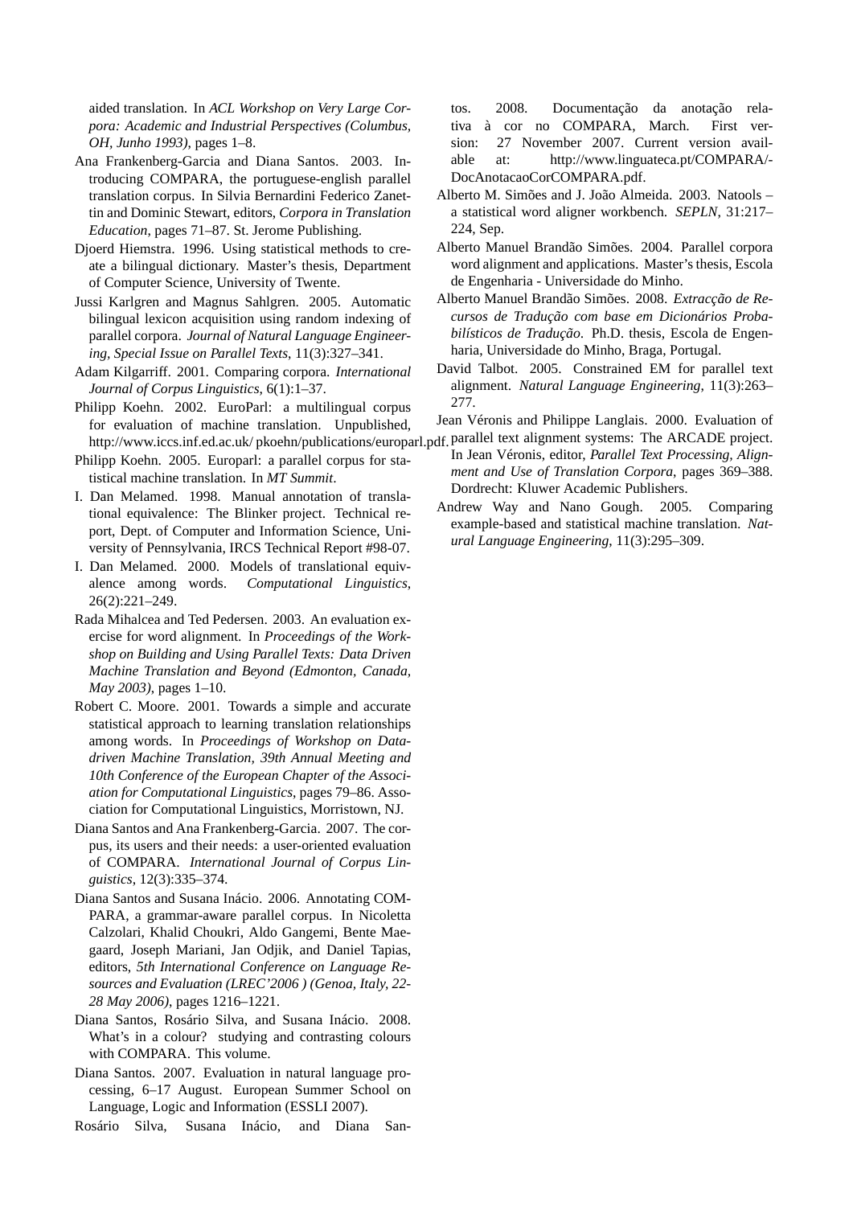aided translation. In *ACL Workshop on Very Large Corpora: Academic and Industrial Perspectives (Columbus, OH, Junho 1993)*, pages 1–8.

Ana Frankenberg-Garcia and Diana Santos. 2003. Introducing COMPARA, the portuguese-english parallel translation corpus. In Silvia Bernardini Federico Zanettin and Dominic Stewart, editors, *Corpora in Translation Education*, pages 71–87. St. Jerome Publishing.

Djoerd Hiemstra. 1996. Using statistical methods to create a bilingual dictionary. Master's thesis, Department of Computer Science, University of Twente.

Jussi Karlgren and Magnus Sahlgren. 2005. Automatic bilingual lexicon acquisition using random indexing of parallel corpora. *Journal of Natural Language Engineering, Special Issue on Parallel Texts*, 11(3):327–341.

Adam Kilgarriff. 2001. Comparing corpora. *International Journal of Corpus Linguistics*, 6(1):1–37.

Philipp Koehn. 2002. EuroParl: a multilingual corpus for evaluation of machine translation. Unpublished, http://www.iccs.inf.ed.ac.uk/ pkoehn/publications/europarl.pdf.

Philipp Koehn. 2005. Europarl: a parallel corpus for statistical machine translation. In *MT Summit*.

I. Dan Melamed. 1998. Manual annotation of translational equivalence: The Blinker project. Technical report, Dept. of Computer and Information Science, University of Pennsylvania, IRCS Technical Report #98-07.

I. Dan Melamed. 2000. Models of translational equivalence among words. *Computational Linguistics*, 26(2):221–249.

Rada Mihalcea and Ted Pedersen. 2003. An evaluation exercise for word alignment. In *Proceedings of the Workshop on Building and Using Parallel Texts: Data Driven Machine Translation and Beyond (Edmonton, Canada, May 2003)*, pages 1–10.

Robert C. Moore. 2001. Towards a simple and accurate statistical approach to learning translation relationships among words. In *Proceedings of Workshop on Data-driven Machine Translation, 39th Annual Meeting and 10th Conference of the European Chapter of the Association for Computational Linguistics*, pages 79–86. Association for Computational Linguistics, Morristown, NJ.

Diana Santos and Ana Frankenberg-Garcia. 2007. The corpus, its users and their needs: a user-oriented evaluation of COMPARA. *International Journal of Corpus Linguistics*, 12(3):335–374.

Diana Santos and Susana Inácio. 2006. Annotating COMPARA, a grammar-aware parallel corpus. In Nicoletta Calzolari, Khalid Choukri, Aldo Gangemi, Bente Maegaard, Joseph Mariani, Jan Odjik, and Daniel Tapias, editors, *5th International Conference on Language Resources and Evaluation (LREC'2006 ) (Genoa, Italy, 22-28 May 2006)*, pages 1216–1221.

Diana Santos, Rosário Silva, and Susana Inácio. 2008. What's in a colour? studying and contrasting colours with COMPARA. This volume.

Diana Santos. 2007. Evaluation in natural language processing, 6–17 August. European Summer School on Language, Logic and Information (ESSLI 2007).

Rosário Silva, Susana Inácio, and Diana Santos. 2008. Documentação da anotação relativa à cor no COMPARA, March. First version: 27 November 2007. Current version available at: http://www.linguateca.pt/COMPARA/-DocAnotacaoCorCOMPARA.pdf.

Alberto M. Simões and J. João Almeida. 2003. Natools – a statistical word aligner workbench. *SEPLN*, 31:217–224, Sep.

Alberto Manuel Brandão Simões. 2004. Parallel corpora word alignment and applications. Master's thesis, Escola de Engenharia - Universidade do Minho.

Alberto Manuel Brandão Simões. 2008. *Extracção de Recursos de Tradução com base em Dicionários Probabilísticos de Tradução*. Ph.D. thesis, Escola de Engenharia, Universidade do Minho, Braga, Portugal.

David Talbot. 2005. Constrained EM for parallel text alignment. *Natural Language Engineering*, 11(3):263–277.

Jean Véronis and Philippe Langlais. 2000. Evaluation of parallel text alignment systems: The ARCADE project. In Jean Véronis, editor, *Parallel Text Processing, Alignment and Use of Translation Corpora*, pages 369–388. Dordrecht: Kluwer Academic Publishers.

Andrew Way and Nano Gough. 2005. Comparing example-based and statistical machine translation. *Natural Language Engineering*, 11(3):295–309.